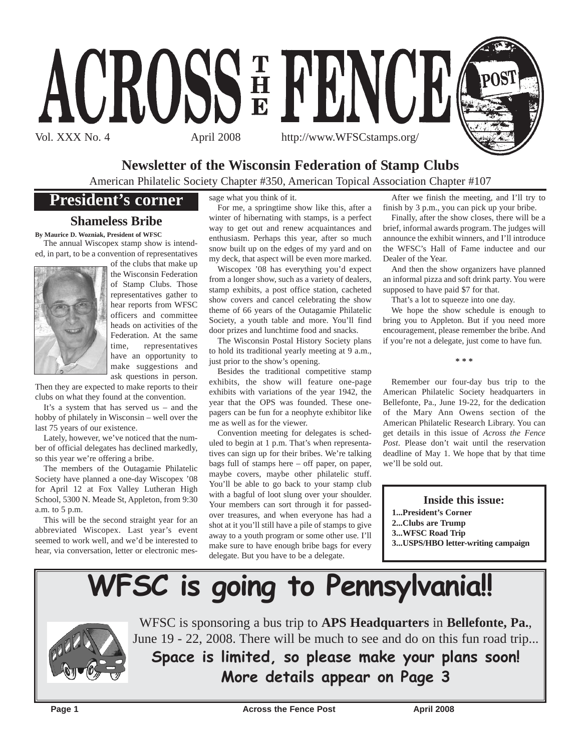# ACROSS THE FENCE POST

Vol. XXX No. 4 April 2008 http://www.WFSCstamps.org/

## Newsletter of the Wisconsin Federation of Stamp Clubs

American Philatelic Society Chapter #350, American Topical Association Chapter #107

## President's corner

### Shameless Bribe

**By Maurice D. Wozniak, President of WFSC**

The annual Wiscopex stamp show is intended, in part, to be a convention of representatives of the clubs that make up the Wisconsin Federation of Stamp Clubs. Those representatives gather to hear reports from WFSC officers and committee heads on activities of the Federation. At the same time, representatives have an opportunity to make suggestions and ask questions in person. Then they are expected to make reports to their clubs on what they found at the convention.

It's a system that has served us – and the hobby of philately in Wisconsin – well over the last 75 years of our existence.

Lately, however, we've noticed that the number of official delegates has declined markedly, so this year we're offering a bribe.

The members of the Outagamie Philatelic Society have planned a one-day Wiscopex '08 for April 12 at Fox Valley Lutheran High School, 5300 N. Meade St, Appleton, from 9:30 a.m. to 5 p.m.

This will be the second straight year for an abbreviated Wiscopex. Last year's event seemed to work well, and we'd be interested to hear, via conversation, letter or electronic message what you think of it.

For me, a springtime show like this, after a winter of hibernating with stamps, is a perfect way to get out and renew acquaintances and enthusiasm. Perhaps this year, after so much snow built up on the edges of my yard and on my deck, that aspect will be even more marked.

Wiscopex '08 has everything you'd expect from a longer show, such as a variety of dealers, stamp exhibits, a post office station, cacheted show covers and cancel celebrating the show theme of 66 years of the Outagamie Philatelic Society, a youth table and more. You'll find door prizes and lunchtime food and snacks.

The Wisconsin Postal History Society plans to hold its traditional yearly meeting at 9 a.m., just prior to the show's opening.

Besides the traditional competitive stamp exhibits, the show will feature one-page exhibits with variations of the year 1942, the year that the OPS was founded. These one-pagers can be fun for a neophyte exhibitor like me as well as for the viewer.

Convention meeting for delegates is scheduled to begin at 1 p.m. That's when representatives can sign up for their bribes. We're talking bags full of stamps here – off paper, on paper, maybe covers, maybe other philatelic stuff. You'll be able to go back to your stamp club with a bagful of loot slung over your shoulder. Your members can sort through it for passed-over treasures, and when everyone has had a shot at it you'll still have a pile of stamps to give away to a youth program or some other use. I'll make sure to have enough bribe bags for every delegate. But you have to be a delegate.

After we finish the meeting, and I'll try to finish by 3 p.m., you can pick up your bribe.

Finally, after the show closes, there will be a brief, informal awards program. The judges will announce the exhibit winners, and I'll introduce the WFSC's Hall of Fame inductee and our Dealer of the Year.

And then the show organizers have planned an informal pizza and soft drink party. You were supposed to have paid $7 for that.

That's a lot to squeeze into one day.

We hope the show schedule is enough to bring you to Appleton. But if you need more encouragement, please remember the bribe. And if you're not a delegate, just come to have fun.

* * *

Remember our four-day bus trip to the American Philatelic Society headquarters in Bellefonte, Pa., June 19-22, for the dedication of the Mary Ann Owens section of the American Philatelic Research Library. You can get details in this issue of *Across the Fence Post*. Please don't wait until the reservation deadline of May 1. We hope that by that time we'll be sold out.

**Inside this issue:**

**1...President's Corner**
**2...Clubs are Trump**
**3...WFSC Road Trip**
**3...USPS/HBO letter-writing campaign**

# WFSC is going to Pennsylvania!!

WFSC is sponsoring a bus trip to **APS Headquarters** in **Bellefonte, Pa.**, June 19 - 22, 2008. There will be much to see and do on this fun road trip...

**Space is limited, so please make your plans soon!**

**More details appear on Page 3**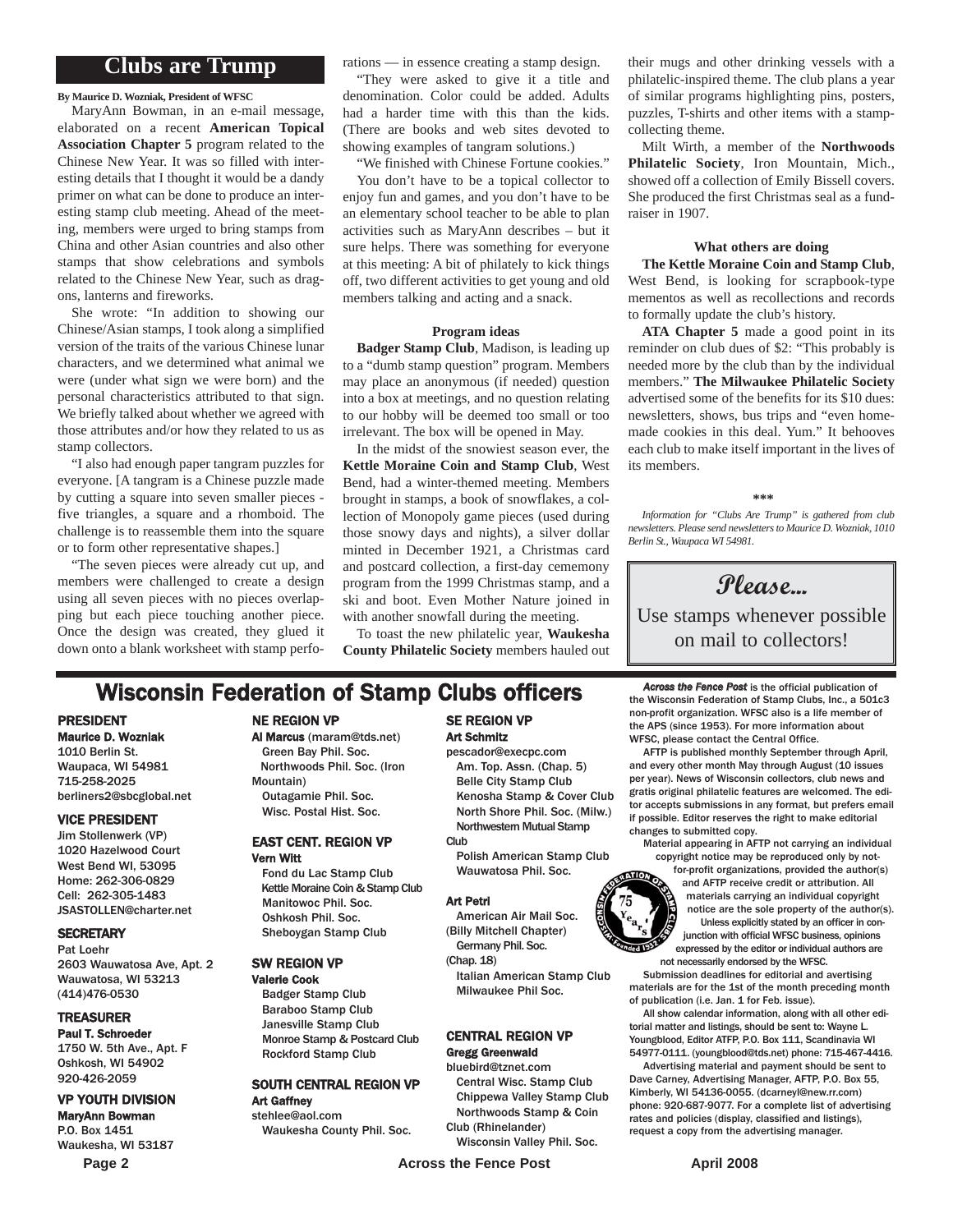## Clubs are Trump

**By Maurice D. Wozniak, President of WFSC**

MaryAnn Bowman, in an e-mail message, elaborated on a recent **American Topical Association Chapter 5** program related to the Chinese New Year. It was so filled with interesting details that I thought it would be a dandy primer on what can be done to produce an interesting stamp club meeting. Ahead of the meeting, members were urged to bring stamps from China and other Asian countries and also other stamps that show celebrations and symbols related to the Chinese New Year, such as dragons, lanterns and fireworks.

She wrote: "In addition to showing our Chinese/Asian stamps, I took along a simplified version of the traits of the various Chinese lunar characters, and we determined what animal we were (under what sign we were born) and the personal characteristics attributed to that sign. We briefly talked about whether we agreed with those attributes and/or how they related to us as stamp collectors.

"I also had enough paper tangram puzzles for everyone. [A tangram is a Chinese puzzle made by cutting a square into seven smaller pieces - five triangles, a square and a rhomboid. The challenge is to reassemble them into the square or to form other representative shapes.]

"The seven pieces were already cut up, and members were challenged to create a design using all seven pieces with no pieces overlapping but each piece touching another piece. Once the design was created, they glued it down onto a blank worksheet with stamp perforations — in essence creating a stamp design.

"They were asked to give it a title and denomination. Color could be added. Adults had a harder time with this than the kids. (There are books and web sites devoted to showing examples of tangram solutions.)

"We finished with Chinese Fortune cookies."

You don't have to be a topical collector to enjoy fun and games, and you don't have to be an elementary school teacher to be able to plan activities such as MaryAnn describes – but it sure helps. There was something for everyone at this meeting: A bit of philately to kick things off, two different activities to get young and old members talking and acting and a snack.

### Program ideas

**Badger Stamp Club**, Madison, is leading up to a "dumb stamp question" program. Members may place an anonymous (if needed) question into a box at meetings, and no question relating to our hobby will be deemed too small or too irrelevant. The box will be opened in May.

In the midst of the snowiest season ever, the **Kettle Moraine Coin and Stamp Club**, West Bend, had a winter-themed meeting. Members brought in stamps, a book of snowflakes, a collection of Monopoly game pieces (used during those snowy days and nights), a silver dollar minted in December 1921, a Christmas card and postcard collection, a first-day cememony program from the 1999 Christmas stamp, and a ski and boot. Even Mother Nature joined in with another snowfall during the meeting.

To toast the new philatelic year, **Waukesha County Philatelic Society** members hauled out their mugs and other drinking vessels with a philatelic-inspired theme. The club plans a year of similar programs highlighting pins, posters, puzzles, T-shirts and other items with a stamp-collecting theme.

Milt Wirth, a member of the **Northwoods Philatelic Society**, Iron Mountain, Mich., showed off a collection of Emily Bissell covers. She produced the first Christmas seal as a fund-raiser in 1907.

### What others are doing

**The Kettle Moraine Coin and Stamp Club**, West Bend, is looking for scrapbook-type mementos as well as recollections and records to formally update the club's history.

**ATA Chapter 5** made a good point in its reminder on club dues of $2: "This probably is needed more by the club than by the individual members." **The Milwaukee Philatelic Society** advertised some of the benefits for its $10 dues: newsletters, shows, bus trips and "even home-made cookies in this deal. Yum." It behooves each club to make itself important in the lives of its members.

\*\*\*

*Information for "Clubs Are Trump" is gathered from club newsletters. Please send newsletters to Maurice D. Wozniak, 1010 Berlin St., Waupaca WI 54981.*

***Please...***

Use stamps whenever possible on mail to collectors!

## Wisconsin Federation of Stamp Clubs officers

**PRESIDENT**
**Maurice D. Wozniak**
1010 Berlin St.
Waupaca, WI 54981
715-258-2025
berliners2@sbcglobal.net

**VICE PRESIDENT**
Jim Stollenwerk (VP)
1020 Hazelwood Court
West Bend WI, 53095
Home: 262-306-0829
Cell: 262-305-1483
JSASTOLLEN@charter.net

**SECRETARY**
Pat Loehr
2603 Wauwatosa Ave, Apt. 2
Wauwatosa, WI 53213
(414)476-0530

**TREASURER**
**Paul T. Schroeder**
1750 W. 5th Ave., Apt. F
Oshkosh, WI 54902
920-426-2059

**VP YOUTH DIVISION**
**MaryAnn Bowman**
P.O. Box 1451
Waukesha, WI 53187

**NE REGION VP**
**Al Marcus** (maram@tds.net)
Green Bay Phil. Soc.
Northwoods Phil. Soc. (Iron Mountain)
Outagamie Phil. Soc.
Wisc. Postal Hist. Soc.

**EAST CENT. REGION VP**
**Vern Witt**
Fond du Lac Stamp Club
Kettle Moraine Coin & Stamp Club
Manitowoc Phil. Soc.
Oshkosh Phil. Soc.
Sheboygan Stamp Club

**SW REGION VP**
**Valerie Cook**
Badger Stamp Club
Baraboo Stamp Club
Janesville Stamp Club
Monroe Stamp & Postcard Club
Rockford Stamp Club

**SOUTH CENTRAL REGION VP**
**Art Gaffney**
stehlee@aol.com
Waukesha County Phil. Soc.

**SE REGION VP**
**Art Schmitz**
pescador@execpc.com
Am. Top. Assn. (Chap. 5)
Belle City Stamp Club
Kenosha Stamp & Cover Club
North Shore Phil. Soc. (Milw.)
Northwestern Mutual Stamp Club
Polish American Stamp Club
Wauwatosa Phil. Soc.

**Art Petri**
American Air Mail Soc. (Billy Mitchell Chapter)
Germany Phil. Soc. (Chap. 18)
Italian American Stamp Club
Milwaukee Phil Soc.

**CENTRAL REGION VP**
**Gregg Greenwald**
bluebird@tznet.com
Central Wisc. Stamp Club
Chippewa Valley Stamp Club
Northwoods Stamp & Coin Club (Rhinelander)
Wisconsin Valley Phil. Soc.

***Across the Fence Post*** is the official publication of the Wisconsin Federation of Stamp Clubs, Inc., a 501c3 non-profit organization. WFSC also is a life member of the APS (since 1953). For more information about WFSC, please contact the Central Office.

AFTP is published monthly September through April, and every other month May through August (10 issues per year). News of Wisconsin collectors, club news and gratis original philatelic features are welcomed. The editor accepts submissions in any format, but prefers email if possible. Editor reserves the right to make editorial changes to submitted copy.

Material appearing in AFTP not carrying an individual copyright notice may be reproduced only by not-for-profit organizations, provided the author(s) and AFTP receive credit or attribution. All materials carrying an individual copyright notice are the sole property of the author(s). Unless explicitly stated by an officer in conjunction with official WFSC business, opinions expressed by the editor or individual authors are not necessarily endorsed by the WFSC.

Submission deadlines for editorial and avertising materials are for the 1st of the month preceding month of publication (i.e. Jan. 1 for Feb. issue).

All show calendar information, along with all other editorial matter and listings, should be sent to: Wayne L. Youngblood, Editor ATFP, P.O. Box 111, Scandinavia WI 54977-0111. (youngblood@tds.net) phone: 715-467-4416.

Advertising material and payment should be sent to Dave Carney, Advertising Manager, AFTP, P.O. Box 55, Kimberly, WI 54136-0055. (dcarneyl@new.rr.com) phone: 920-687-9077. For a complete list of advertising rates and policies (display, classified and listings), request a copy from the advertising manager.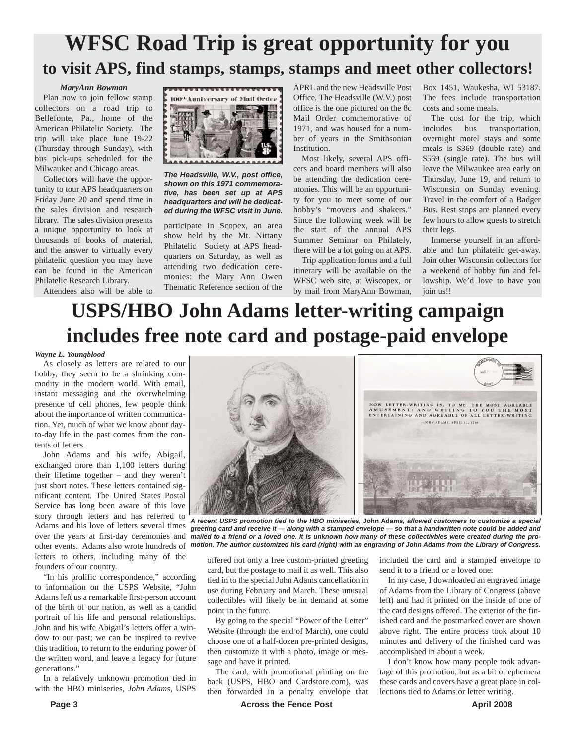# WFSC Road Trip is great opportunity for you

## to visit APS, find stamps, stamps, stamps and meet other collectors!

*MaryAnn Bowman*

Plan now to join fellow stamp collectors on a road trip to Bellefonte, Pa., home of the American Philatelic Society. The trip will take place June 19-22 (Thursday through Sunday), with bus pick-ups scheduled for the Milwaukee and Chicago areas.

Collectors will have the opportunity to tour APS headquarters on Friday June 20 and spend time in the sales division and research library. The sales division presents a unique opportunity to look at thousands of books of material, and the answer to virtually every philatelic question you may have can be found in the American Philatelic Research Library.

Attendees also will be able to participate in Scopex, an area show held by the Mt. Nittany Philatelic Society at APS headquarters on Saturday, as well as attending two dedication ceremonies: the Mary Ann Owen Thematic Reference section of the APRL and the new Headsville Post Office. The Headsville (W.V.) post office is the one pictured on the 8c Mail Order commemorative of 1971, and was housed for a number of years in the Smithsonian Institution.

***The Headsville, W.V., post office, shown on this 1971 commemorative, has been set up at APS headquarters and will be dedicated during the WFSC visit in June.***

Most likely, several APS officers and board members will also be attending the dedication ceremonies. This will be an opportunity for you to meet some of our hobby's "movers and shakers." Since the following week will be the start of the annual APS Summer Seminar on Philately, there will be a lot going on at APS.

Trip application forms and a full itinerary will be available on the WFSC web site, at Wiscopex, or by mail from MaryAnn Bowman, Box 1451, Waukesha, WI 53187. The fees include transportation costs and some meals.

The cost for the trip, which includes bus transportation, overnight motel stays and some meals is $369 (double rate) and $569 (single rate). The bus will leave the Milwaukee area early on Thursday, June 19, and return to Wisconsin on Sunday evening. Travel in the comfort of a Badger Bus. Rest stops are planned every few hours to allow guests to stretch their legs.

Immerse yourself in an affordable and fun philatelic get-away. Join other Wisconsin collectors for a weekend of hobby fun and fellowship. We'd love to have you join us!!

# USPS/HBO John Adams letter-writing campaign includes free note card and postage-paid envelope

*Wayne L. Youngblood*

As closely as letters are related to our hobby, they seem to be a shrinking commodity in the modern world. With email, instant messaging and the overwhelming presence of cell phones, few people think about the importance of written communication. Yet, much of what we know about day-to-day life in the past comes from the contents of letters.

John Adams and his wife, Abigail, exchanged more than 1,100 letters during their lifetime together – and they weren't just short notes. These letters contained significant content. The United States Postal Service has long been aware of this love story through letters and has referred to Adams and his love of letters several times over the years at first-day ceremonies and other events. Adams also wrote hundreds of letters to others, including many of the founders of our country.

"In his prolific correspondence," according to information on the USPS Website, "John Adams left us a remarkable first-person account of the birth of our nation, as well as a candid portrait of his life and personal relationships. John and his wife Abigail's letters offer a window to our past; we can be inspired to revive this tradition, to return to the enduring power of the written word, and leave a legacy for future generations."

In a relatively unknown promotion tied in with the HBO miniseries, *John Adams*, USPS offered not only a free custom-printed greeting card, but the postage to mail it as well. This also tied in to the special John Adams cancellation in use during February and March. These unusual collectibles will likely be in demand at some point in the future.

***A recent USPS promotion tied to the HBO miniseries,* John Adams*, allowed customers to customize a special greeting card and receive it — along with a stamped envelope — so that a handwritten note could be added and mailed to a friend or a loved one. It is unknown how many of these collectivbles were created during the promotion. The author customized his card (right) with an engraving of John Adams from the Library of Congress.***

By going to the special "Power of the Letter" Website (through the end of March), one could choose one of a half-dozen pre-printed designs, then customize it with a photo, image or message and have it printed.

The card, with promotional printing on the back (USPS, HBO and Cardstore.com), was then forwarded in a penalty envelope that included the card and a stamped envelope to send it to a friend or a loved one.

In my case, I downloaded an engraved image of Adams from the Library of Congress (above left) and had it printed on the inside of one of the card designs offered. The exterior of the finished card and the postmarked cover are shown above right. The entire process took about 10 minutes and delivery of the finished card was accomplished in about a week.

I don't know how many people took advantage of this promotion, but as a bit of ephemera these cards and covers have a great place in collections tied to Adams or letter writing.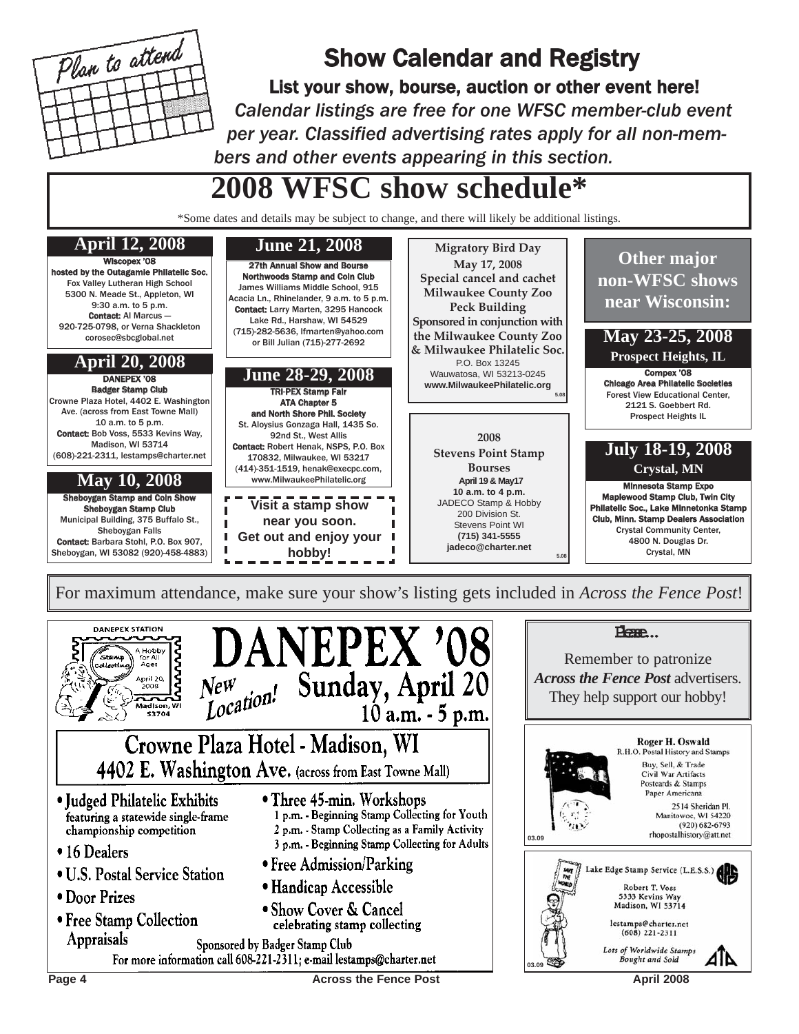Plan to attend

# Show Calendar and Registry

**List your show, bourse, auction or other event here!**

*Calendar listings are free for one WFSC member-club event per year. Classified advertising rates apply for all non-members and other events appearing in this section.*

## 2008 WFSC show schedule*

*Some dates and details may be subject to change, and there will likely be additional listings.

### April 12, 2008

**Wiscopex '08**
**hosted by the Outagamie Philatelic Soc.**
Fox Valley Lutheran High School
5300 N. Meade St., Appleton, WI
9:30 a.m. to 5 p.m.
**Contact:** Al Marcus — 920-725-0798, or Verna Shackleton corosec@sbcglobal.net

### April 20, 2008

**DANEPEX '08**
**Badger Stamp Club**
Crowne Plaza Hotel, 4402 E. Washington Ave. (across from East Towne Mall)
10 a.m. to 5 p.m.
**Contact:** Bob Voss, 5533 Kevins Way, Madison, WI 53714
(608)-221-2311, lestamps@charter.net

### May 10, 2008

**Sheboygan Stamp and Coin Show**
**Sheboygan Stamp Club**
Municipal Building, 375 Buffalo St., Sheboygan Falls
**Contact:** Barbara Stohl, P.O. Box 907, Sheboygan, WI 53082 (920)-458-4883)

### June 21, 2008

**27th Annual Show and Bourse**
**Northwoods Stamp and Coin Club**
James Williams Middle School, 915 Acacia Ln., Rhinelander, 9 a.m. to 5 p.m.
**Contact:** Larry Marten, 3295 Hancock Lake Rd., Harshaw, WI 54529
(715)-282-5636, lfmarten@yahoo.com or Bill Julian (715)-277-2692

### June 28-29, 2008

**TRI-PEX Stamp Fair**
**ATA Chapter 5**
**and North Shore Phil. Society**
St. Aloysius Gonzaga Hall, 1435 So. 92nd St., West Allis
**Contact:** Robert Henak, NSPS, P.O. Box 170832, Milwaukee, WI 53217
(414)-351-1519, henak@execpc.com, www.MilwaukeePhilatelic.org

**Visit a stamp show near you soon. Get out and enjoy your hobby!**

**Migratory Bird Day**
**May 17, 2008**
**Special cancel and cachet**
**Milwaukee County Zoo**
**Peck Building**
**Sponsored in conjunction with the Milwaukee County Zoo & Milwaukee Philatelic Soc.**
P.O. Box 13245
Wauwatosa, WI 53213-0245
**www.MilwaukeePhilatelic.org**
5.08

**2008**
**Stevens Point Stamp Bourses**
**April 19 & May17**
**10 a.m. to 4 p.m.**
JADECO Stamp & Hobby
200 Division St.
Stevens Point WI
**(715) 341-5555**
**jadeco@charter.net**
5.08

### Other major non-WFSC shows near Wisconsin:

### May 23-25, 2008

**Prospect Heights, IL**
**Compex '08**
**Chicago Area Philatelic Societies**
Forest View Educational Center,
2121 S. Goebbert Rd.
Prospect Heights IL

### July 18-19, 2008

**Crystal, MN**
**Minnesota Stamp Expo**
**Maplewood Stamp Club, Twin City Philatelic Soc., Lake Minnetonka Stamp Club, Minn. Stamp Dealers Association**
Crystal Community Center,
4800 N. Douglas Dr.
Crystal, MN

For maximum attendance, make sure your show's listing gets included in *Across the Fence Post*!

---

DANEPEX STATION
Stamp Collecting A Hobby for All Ages
April 20, 2008
Madison, WI 53704

# DANEPEX '08

*New Location!* **Sunday, April 20**
**10 a.m. - 5 p.m.**

## Crowne Plaza Hotel - Madison, WI

**4402 E. Washington Ave.** (across from East Towne Mall)

- Judged Philatelic Exhibits featuring a statewide single-frame championship competition
- 16 Dealers
- U.S. Postal Service Station
- Door Prizes
- Free Stamp Collection Appraisals
- Three 45-min. Workshops
  - 1 p.m. - Beginning Stamp Collecting for Youth
  - 2 p.m. - Stamp Collecting as a Family Activity
  - 3 p.m. - Beginning Stamp Collecting for Adults
- Free Admission/Parking
- Handicap Accessible
- Show Cover & Cancel celebrating stamp collecting

Sponsored by Badger Stamp Club
For more information call 608-221-2311; e-mail lestamps@charter.net

---

**Please...**

Remember to patronize *Across the Fence Post* advertisers. They help support our hobby!

---

**Roger H. Oswald**
R.H.O. Postal History and Stamps
Buy, Sell, & Trade
Civil War Artifacts
Postcards & Stamps
Paper Americana
2514 Sheridan Pl.
Manitowoc, WI 54220
(920) 682-6793
rhopostalhistory@att.net
03.09

---

Lake Edge Stamp Service (L.E.S.S.)
Robert T. Voss
5333 Kevins Way
Madison, WI 53714
lestamps@charter.net
(608) 221-2311
*Lots of Worldwide Stamps Bought and Sold*
03.09